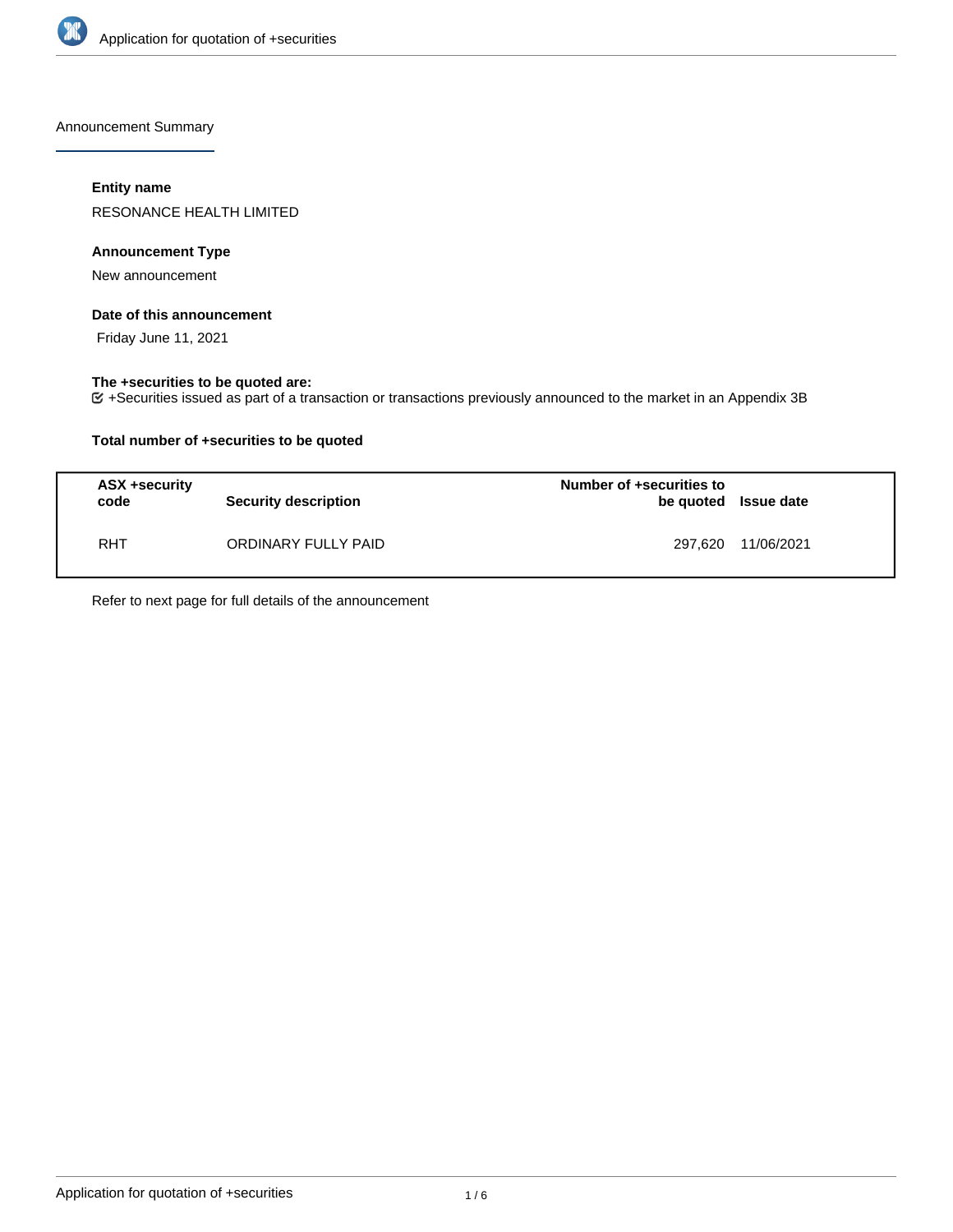Announcement Summary

**Entity name**

RESONANCE HEALTH LIMITED

**Announcement Type**

New announcement

**Date of this announcement**

Friday June 11, 2021

**The +securities to be quoted are:**

+Securities issued as part of a transaction or transactions previously announced to the market in an Appendix 3B

**Total number of +securities to be quoted**

| ASX +security code | Security description | Number of +securities to be quoted | Issue date |
|---|---|---|---|
| RHT | ORDINARY FULLY PAID | 297,620 | 11/06/2021 |

Refer to next page for full details of the announcement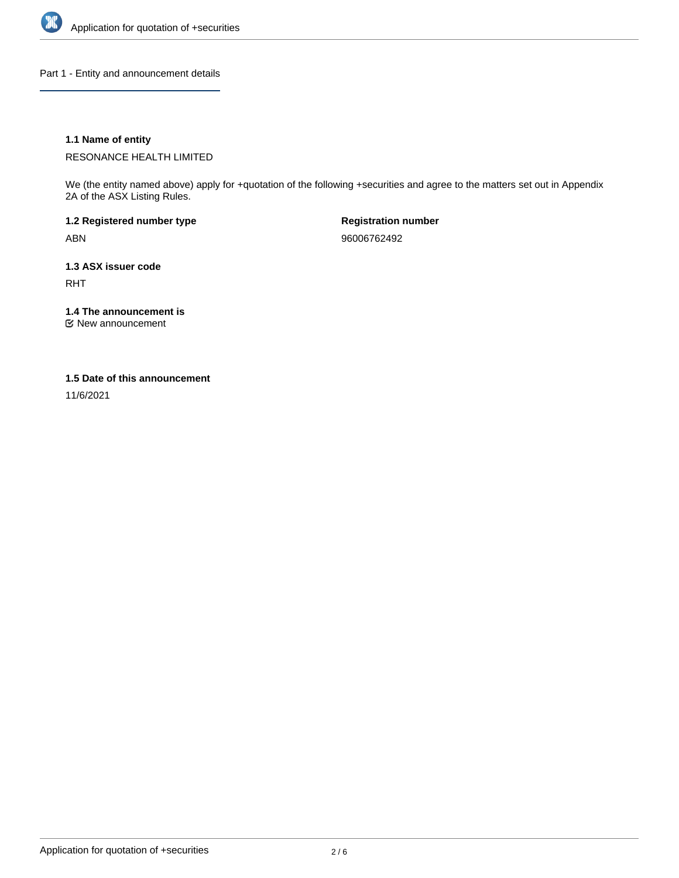## Part 1 - Entity and announcement details

### 1.1 Name of entity

RESONANCE HEALTH LIMITED

We (the entity named above) apply for +quotation of the following +securities and agree to the matters set out in Appendix 2A of the ASX Listing Rules.

**1.2 Registered number type**

ABN

**Registration number**

96006762492

### 1.3 ASX issuer code

RHT

### 1.4 The announcement is

☑ New announcement

### 1.5 Date of this announcement

11/6/2021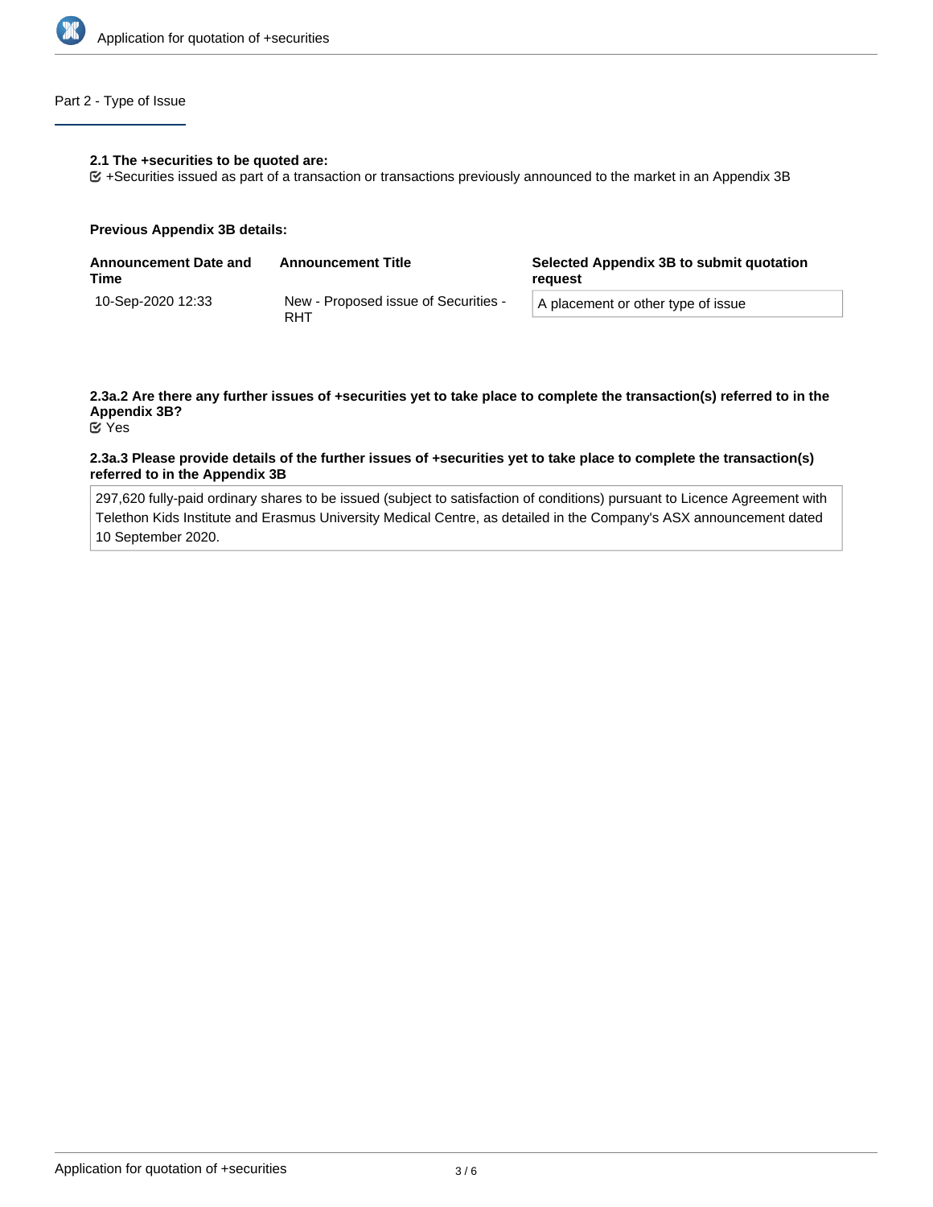## Part 2 - Type of Issue

**2.1 The +securities to be quoted are:**

☑ +Securities issued as part of a transaction or transactions previously announced to the market in an Appendix 3B

**Previous Appendix 3B details:**

| Announcement Date and Time | Announcement Title | Selected Appendix 3B to submit quotation request |
| --- | --- | --- |
| 10-Sep-2020 12:33 | New - Proposed issue of Securities - RHT | A placement or other type of issue |

**2.3a.2 Are there any further issues of +securities yet to take place to complete the transaction(s) referred to in the Appendix 3B?**

☑ Yes

**2.3a.3 Please provide details of the further issues of +securities yet to take place to complete the transaction(s) referred to in the Appendix 3B**

297,620 fully-paid ordinary shares to be issued (subject to satisfaction of conditions) pursuant to Licence Agreement with Telethon Kids Institute and Erasmus University Medical Centre, as detailed in the Company's ASX announcement dated 10 September 2020.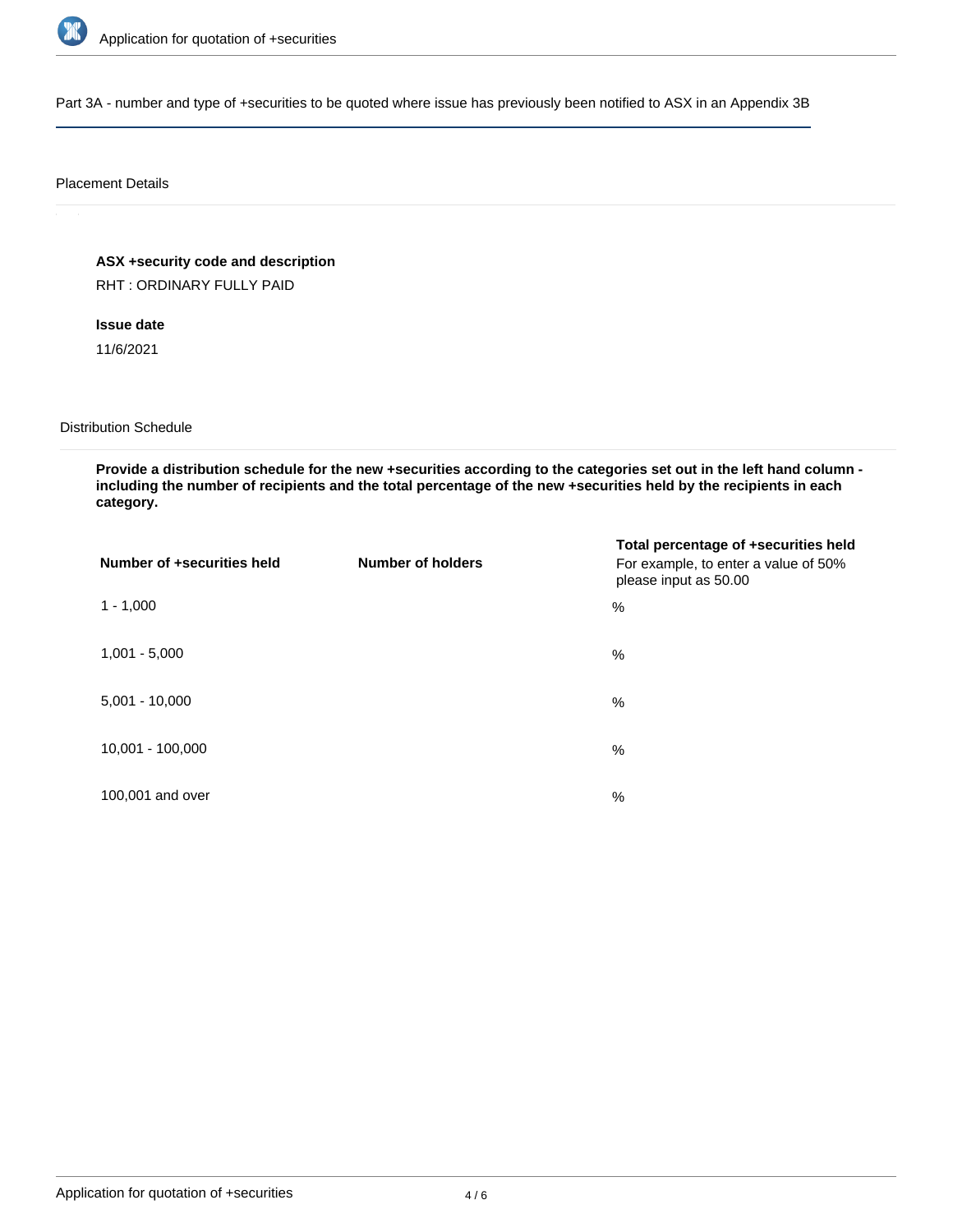Part 3A - number and type of +securities to be quoted where issue has previously been notified to ASX in an Appendix 3B

Placement Details

**ASX +security code and description**

RHT : ORDINARY FULLY PAID

**Issue date**

11/6/2021

Distribution Schedule

**Provide a distribution schedule for the new +securities according to the categories set out in the left hand column - including the number of recipients and the total percentage of the new +securities held by the recipients in each category.**

| Number of +securities held | Number of holders | Total percentage of +securities held For example, to enter a value of 50% please input as 50.00 |
|---|---|---|
| 1 - 1,000 | | % |
| 1,001 - 5,000 | | % |
| 5,001 - 10,000 | | % |
| 10,001 - 100,000 | | % |
| 100,001 and over | | % |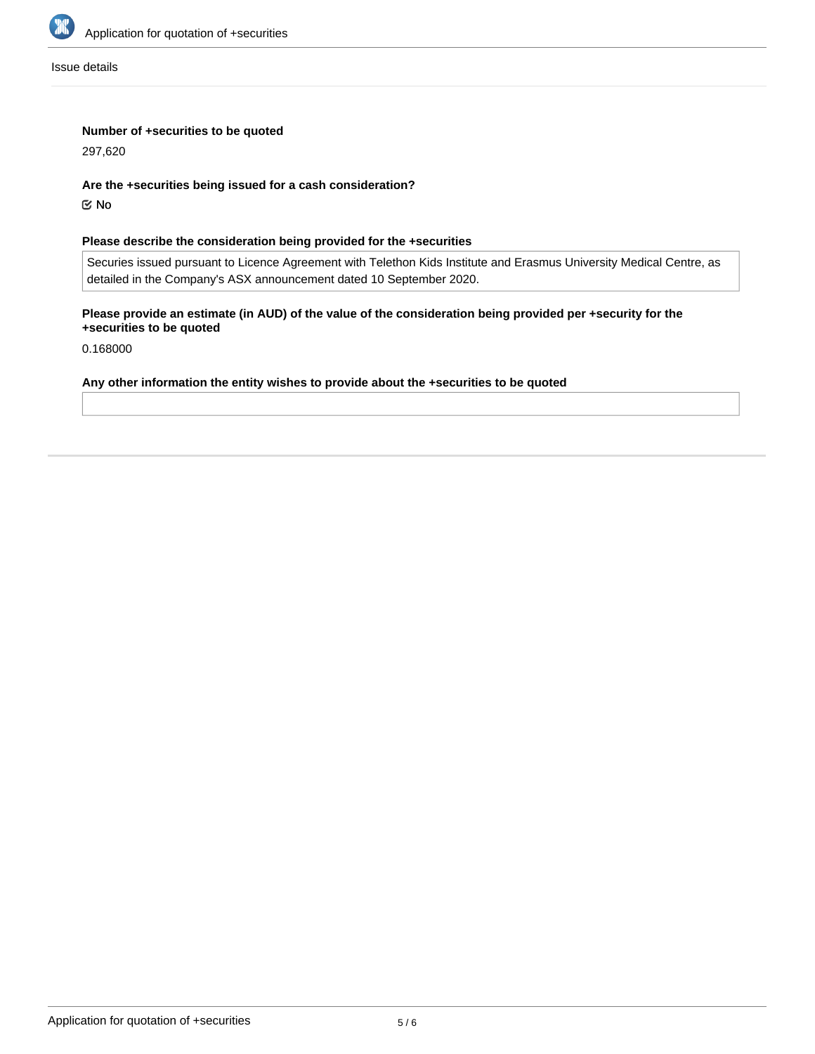Issue details

**Number of +securities to be quoted**

297,620

**Are the +securities being issued for a cash consideration?**

☑ No

**Please describe the consideration being provided for the +securities**

Securies issued pursuant to Licence Agreement with Telethon Kids Institute and Erasmus University Medical Centre, as detailed in the Company's ASX announcement dated 10 September 2020.

**Please provide an estimate (in AUD) of the value of the consideration being provided per +security for the +securities to be quoted**

0.168000

**Any other information the entity wishes to provide about the +securities to be quoted**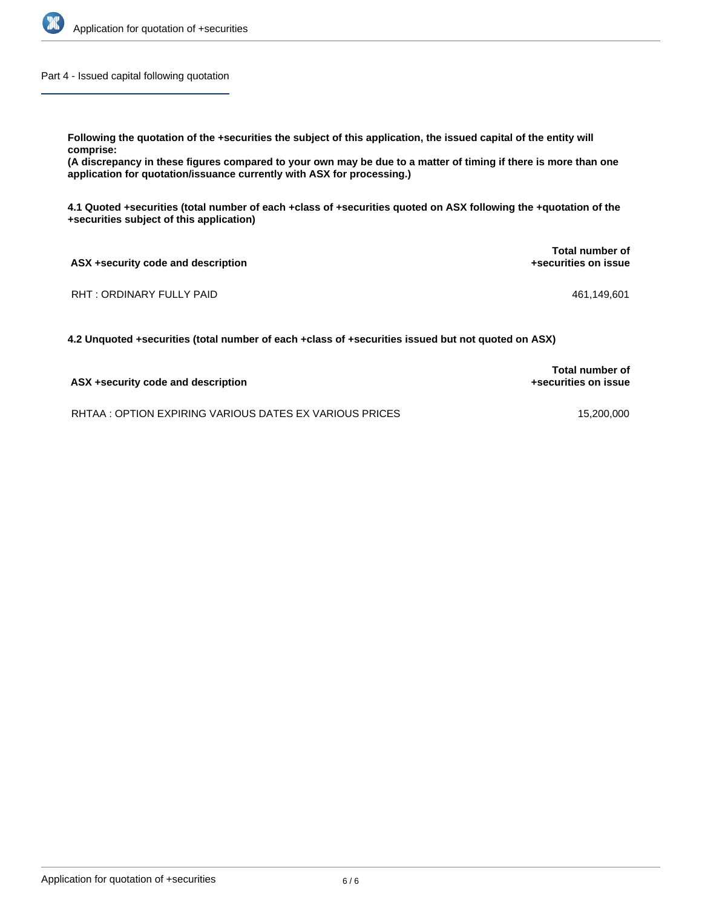## Part 4 - Issued capital following quotation

**Following the quotation of the +securities the subject of this application, the issued capital of the entity will comprise:**
**(A discrepancy in these figures compared to your own may be due to a matter of timing if there is more than one application for quotation/issuance currently with ASX for processing.)**

**4.1 Quoted +securities (total number of each +class of +securities quoted on ASX following the +quotation of the +securities subject of this application)**

| ASX +security code and description | Total number of +securities on issue |
| --- | --- |
| RHT : ORDINARY FULLY PAID | 461,149,601 |

**4.2 Unquoted +securities (total number of each +class of +securities issued but not quoted on ASX)**

| ASX +security code and description | Total number of +securities on issue |
| --- | --- |
| RHTAA : OPTION EXPIRING VARIOUS DATES EX VARIOUS PRICES | 15,200,000 |